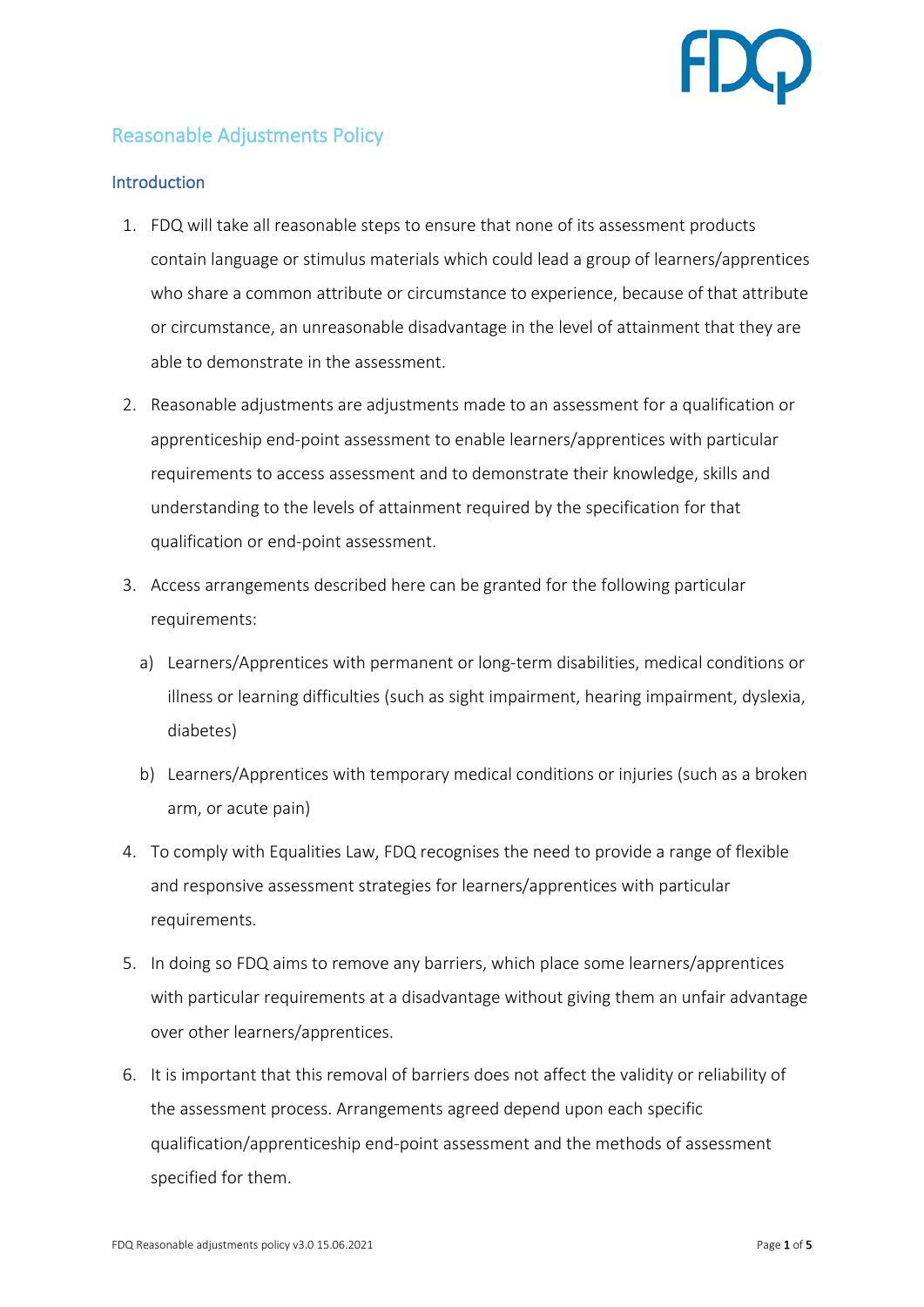# Reasonable Adjustments Policy

## Introduction

1. FDQ will take all reasonable steps to ensure that none of its assessment products contain language or stimulus materials which could lead a group of learners/apprentices who share a common attribute or circumstance to experience, because of that attribute or circumstance, an unreasonable disadvantage in the level of attainment that they are able to demonstrate in the assessment.

2. Reasonable adjustments are adjustments made to an assessment for a qualification or apprenticeship end-point assessment to enable learners/apprentices with particular requirements to access assessment and to demonstrate their knowledge, skills and understanding to the levels of attainment required by the specification for that qualification or end-point assessment.

3. Access arrangements described here can be granted for the following particular requirements:

   a) Learners/Apprentices with permanent or long-term disabilities, medical conditions or illness or learning difficulties (such as sight impairment, hearing impairment, dyslexia, diabetes)

   b) Learners/Apprentices with temporary medical conditions or injuries (such as a broken arm, or acute pain)

4. To comply with Equalities Law, FDQ recognises the need to provide a range of flexible and responsive assessment strategies for learners/apprentices with particular requirements.

5. In doing so FDQ aims to remove any barriers, which place some learners/apprentices with particular requirements at a disadvantage without giving them an unfair advantage over other learners/apprentices.

6. It is important that this removal of barriers does not affect the validity or reliability of the assessment process. Arrangements agreed depend upon each specific qualification/apprenticeship end-point assessment and the methods of assessment specified for them.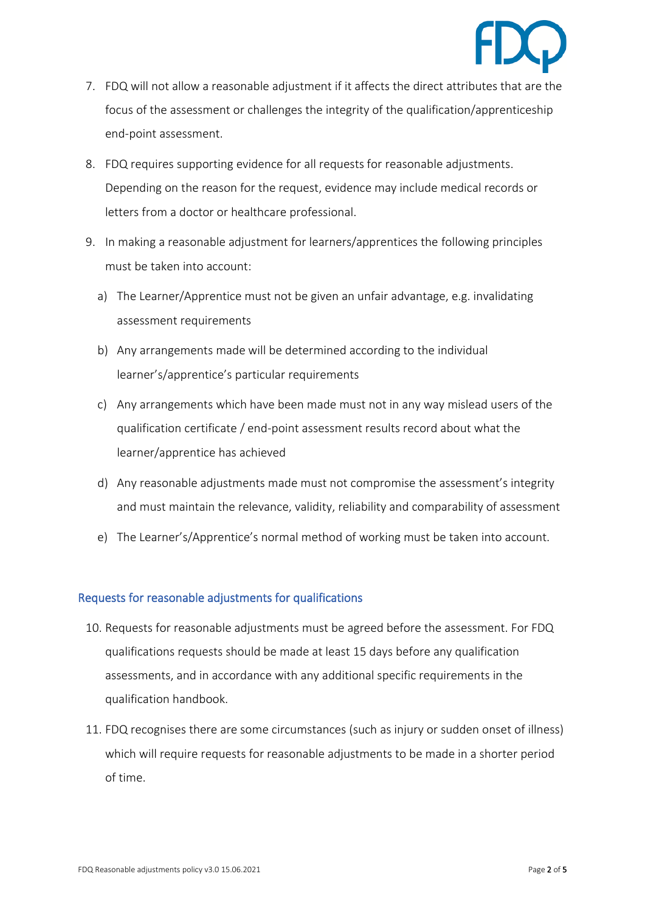7. FDQ will not allow a reasonable adjustment if it affects the direct attributes that are the focus of the assessment or challenges the integrity of the qualification/apprenticeship end-point assessment.

8. FDQ requires supporting evidence for all requests for reasonable adjustments. Depending on the reason for the request, evidence may include medical records or letters from a doctor or healthcare professional.

9. In making a reasonable adjustment for learners/apprentices the following principles must be taken into account:

   a) The Learner/Apprentice must not be given an unfair advantage, e.g. invalidating assessment requirements

   b) Any arrangements made will be determined according to the individual learner's/apprentice's particular requirements

   c) Any arrangements which have been made must not in any way mislead users of the qualification certificate / end-point assessment results record about what the learner/apprentice has achieved

   d) Any reasonable adjustments made must not compromise the assessment's integrity and must maintain the relevance, validity, reliability and comparability of assessment

   e) The Learner's/Apprentice's normal method of working must be taken into account.

## Requests for reasonable adjustments for qualifications

10. Requests for reasonable adjustments must be agreed before the assessment. For FDQ qualifications requests should be made at least 15 days before any qualification assessments, and in accordance with any additional specific requirements in the qualification handbook.

11. FDQ recognises there are some circumstances (such as injury or sudden onset of illness) which will require requests for reasonable adjustments to be made in a shorter period of time.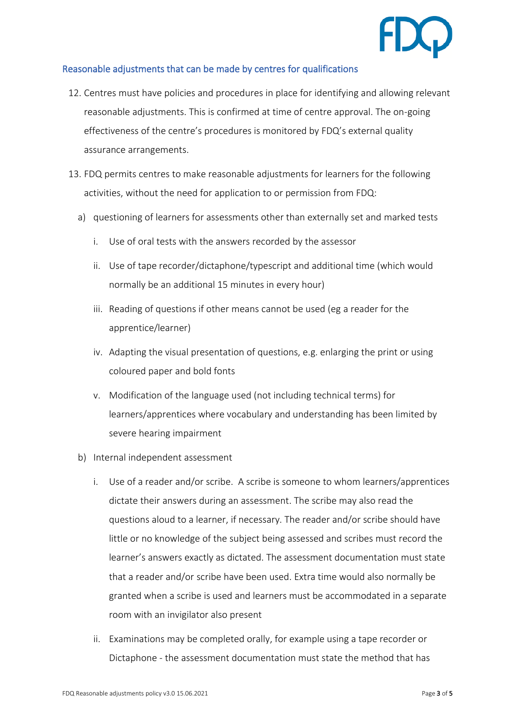## Reasonable adjustments that can be made by centres for qualifications

12. Centres must have policies and procedures in place for identifying and allowing relevant reasonable adjustments. This is confirmed at time of centre approval. The on-going effectiveness of the centre's procedures is monitored by FDQ's external quality assurance arrangements.

13. FDQ permits centres to make reasonable adjustments for learners for the following activities, without the need for application to or permission from FDQ:

    a) questioning of learners for assessments other than externally set and marked tests

        i. Use of oral tests with the answers recorded by the assessor

        ii. Use of tape recorder/dictaphone/typescript and additional time (which would normally be an additional 15 minutes in every hour)

        iii. Reading of questions if other means cannot be used (eg a reader for the apprentice/learner)

        iv. Adapting the visual presentation of questions, e.g. enlarging the print or using coloured paper and bold fonts

        v. Modification of the language used (not including technical terms) for learners/apprentices where vocabulary and understanding has been limited by severe hearing impairment

    b) Internal independent assessment

        i. Use of a reader and/or scribe. A scribe is someone to whom learners/apprentices dictate their answers during an assessment. The scribe may also read the questions aloud to a learner, if necessary. The reader and/or scribe should have little or no knowledge of the subject being assessed and scribes must record the learner's answers exactly as dictated. The assessment documentation must state that a reader and/or scribe have been used. Extra time would also normally be granted when a scribe is used and learners must be accommodated in a separate room with an invigilator also present

        ii. Examinations may be completed orally, for example using a tape recorder or Dictaphone - the assessment documentation must state the method that has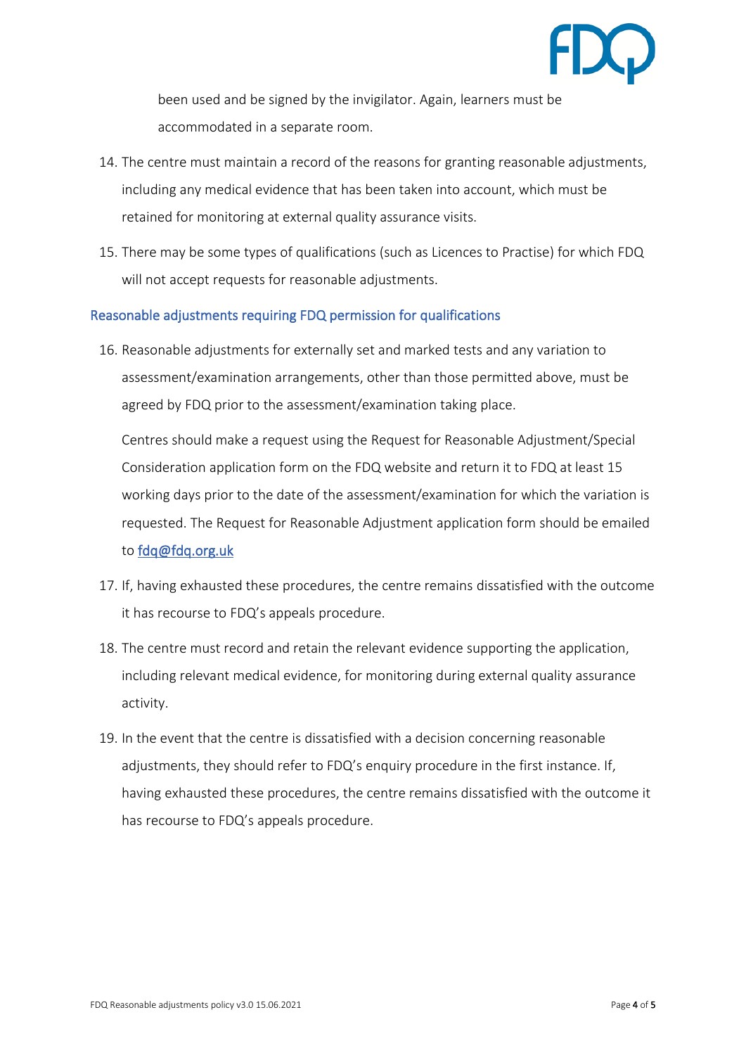been used and be signed by the invigilator. Again, learners must be accommodated in a separate room.

14. The centre must maintain a record of the reasons for granting reasonable adjustments, including any medical evidence that has been taken into account, which must be retained for monitoring at external quality assurance visits.

15. There may be some types of qualifications (such as Licences to Practise) for which FDQ will not accept requests for reasonable adjustments.

## Reasonable adjustments requiring FDQ permission for qualifications

16. Reasonable adjustments for externally set and marked tests and any variation to assessment/examination arrangements, other than those permitted above, must be agreed by FDQ prior to the assessment/examination taking place.

    Centres should make a request using the Request for Reasonable Adjustment/Special Consideration application form on the FDQ website and return it to FDQ at least 15 working days prior to the date of the assessment/examination for which the variation is requested. The Request for Reasonable Adjustment application form should be emailed to fdq@fdq.org.uk

17. If, having exhausted these procedures, the centre remains dissatisfied with the outcome it has recourse to FDQ's appeals procedure.

18. The centre must record and retain the relevant evidence supporting the application, including relevant medical evidence, for monitoring during external quality assurance activity.

19. In the event that the centre is dissatisfied with a decision concerning reasonable adjustments, they should refer to FDQ's enquiry procedure in the first instance. If, having exhausted these procedures, the centre remains dissatisfied with the outcome it has recourse to FDQ's appeals procedure.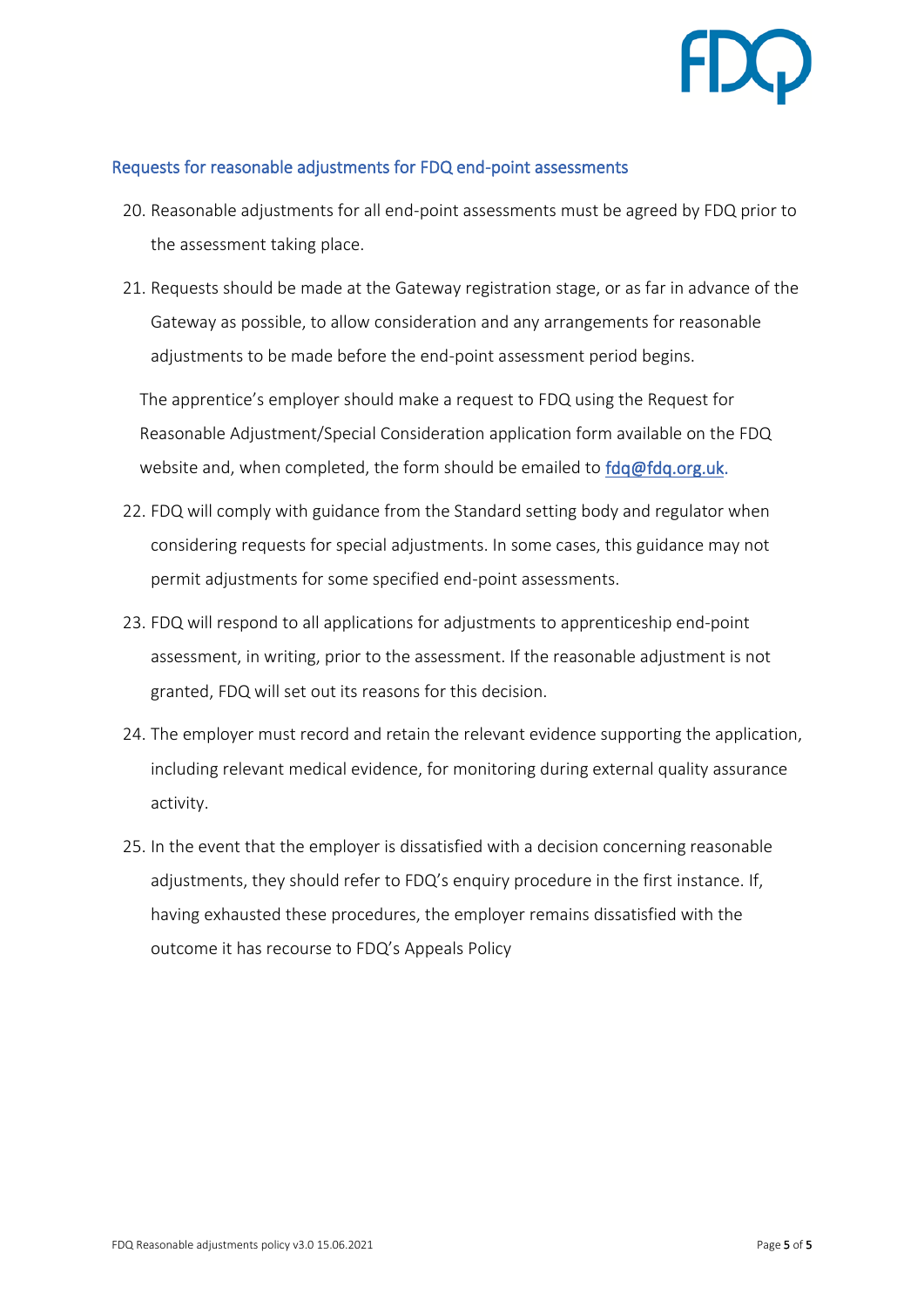## Requests for reasonable adjustments for FDQ end-point assessments

20. Reasonable adjustments for all end-point assessments must be agreed by FDQ prior to the assessment taking place.

21. Requests should be made at the Gateway registration stage, or as far in advance of the Gateway as possible, to allow consideration and any arrangements for reasonable adjustments to be made before the end-point assessment period begins.

    The apprentice's employer should make a request to FDQ using the Request for Reasonable Adjustment/Special Consideration application form available on the FDQ website and, when completed, the form should be emailed to fdq@fdq.org.uk.

22. FDQ will comply with guidance from the Standard setting body and regulator when considering requests for special adjustments. In some cases, this guidance may not permit adjustments for some specified end-point assessments.

23. FDQ will respond to all applications for adjustments to apprenticeship end-point assessment, in writing, prior to the assessment. If the reasonable adjustment is not granted, FDQ will set out its reasons for this decision.

24. The employer must record and retain the relevant evidence supporting the application, including relevant medical evidence, for monitoring during external quality assurance activity.

25. In the event that the employer is dissatisfied with a decision concerning reasonable adjustments, they should refer to FDQ's enquiry procedure in the first instance. If, having exhausted these procedures, the employer remains dissatisfied with the outcome it has recourse to FDQ's Appeals Policy